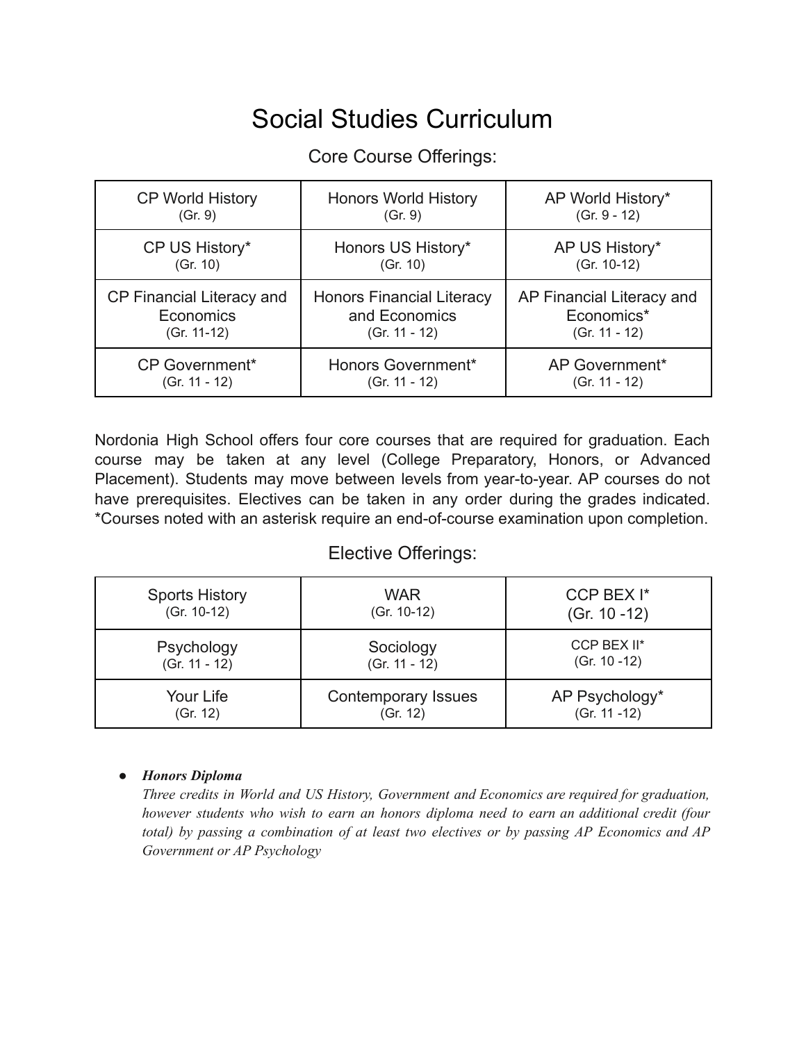# Social Studies Curriculum

## Core Course Offerings:

| | | |
|---|---|---|
| CP World History (Gr. 9) | Honors World History (Gr. 9) | AP World History* (Gr. 9 - 12) |
| CP US History* (Gr. 10) | Honors US History* (Gr. 10) | AP US History* (Gr. 10-12) |
| CP Financial Literacy and Economics (Gr. 11-12) | Honors Financial Literacy and Economics (Gr. 11 - 12) | AP Financial Literacy and Economics* (Gr. 11 - 12) |
| CP Government* (Gr. 11 - 12) | Honors Government* (Gr. 11 - 12) | AP Government* (Gr. 11 - 12) |

Nordonia High School offers four core courses that are required for graduation. Each course may be taken at any level (College Preparatory, Honors, or Advanced Placement). Students may move between levels from year-to-year. AP courses do not have prerequisites. Electives can be taken in any order during the grades indicated. *Courses noted with an asterisk require an end-of-course examination upon completion.

## Elective Offerings:

| | | |
|---|---|---|
| Sports History (Gr. 10-12) | WAR (Gr. 10-12) | CCP BEX I* (Gr. 10 -12) |
| Psychology (Gr. 11 - 12) | Sociology (Gr. 11 - 12) | CCP BEX II* (Gr. 10 -12) |
| Your Life (Gr. 12) | Contemporary Issues (Gr. 12) | AP Psychology* (Gr. 11 -12) |

- ***Honors Diploma***
  *Three credits in World and US History, Government and Economics are required for graduation, however students who wish to earn an honors diploma need to earn an additional credit (four total) by passing a combination of at least two electives or by passing AP Economics and AP Government or AP Psychology*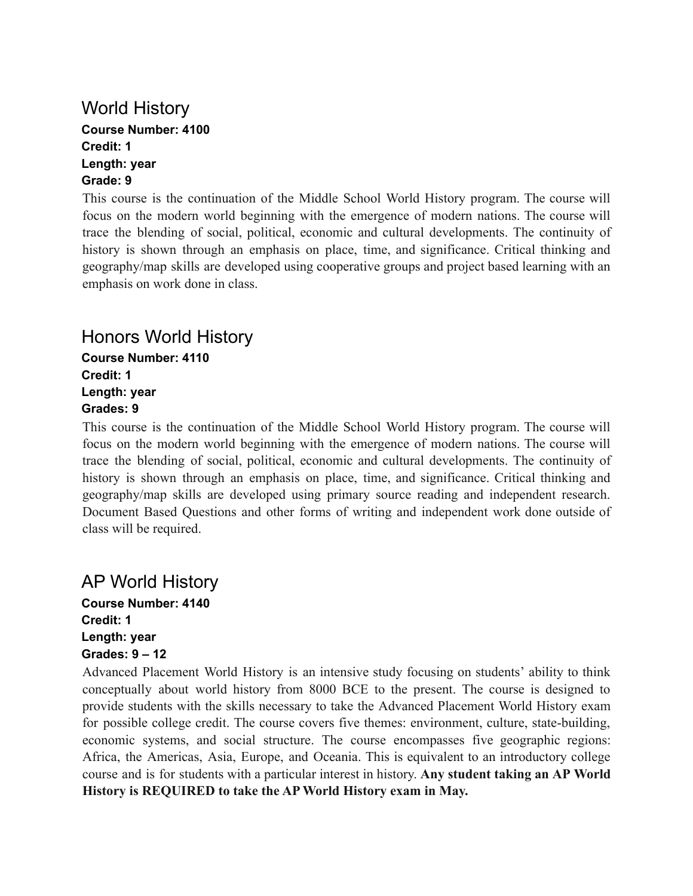## World History

**Course Number: 4100**
**Credit: 1**
**Length: year**
**Grade: 9**

This course is the continuation of the Middle School World History program. The course will focus on the modern world beginning with the emergence of modern nations. The course will trace the blending of social, political, economic and cultural developments. The continuity of history is shown through an emphasis on place, time, and significance. Critical thinking and geography/map skills are developed using cooperative groups and project based learning with an emphasis on work done in class.

## Honors World History

**Course Number: 4110**
**Credit: 1**
**Length: year**
**Grades: 9**

This course is the continuation of the Middle School World History program. The course will focus on the modern world beginning with the emergence of modern nations. The course will trace the blending of social, political, economic and cultural developments. The continuity of history is shown through an emphasis on place, time, and significance. Critical thinking and geography/map skills are developed using primary source reading and independent research. Document Based Questions and other forms of writing and independent work done outside of class will be required.

## AP World History

**Course Number: 4140**
**Credit: 1**
**Length: year**
**Grades: 9 – 12**

Advanced Placement World History is an intensive study focusing on students' ability to think conceptually about world history from 8000 BCE to the present. The course is designed to provide students with the skills necessary to take the Advanced Placement World History exam for possible college credit. The course covers five themes: environment, culture, state-building, economic systems, and social structure. The course encompasses five geographic regions: Africa, the Americas, Asia, Europe, and Oceania. This is equivalent to an introductory college course and is for students with a particular interest in history. **Any student taking an AP World History is REQUIRED to take the AP World History exam in May.**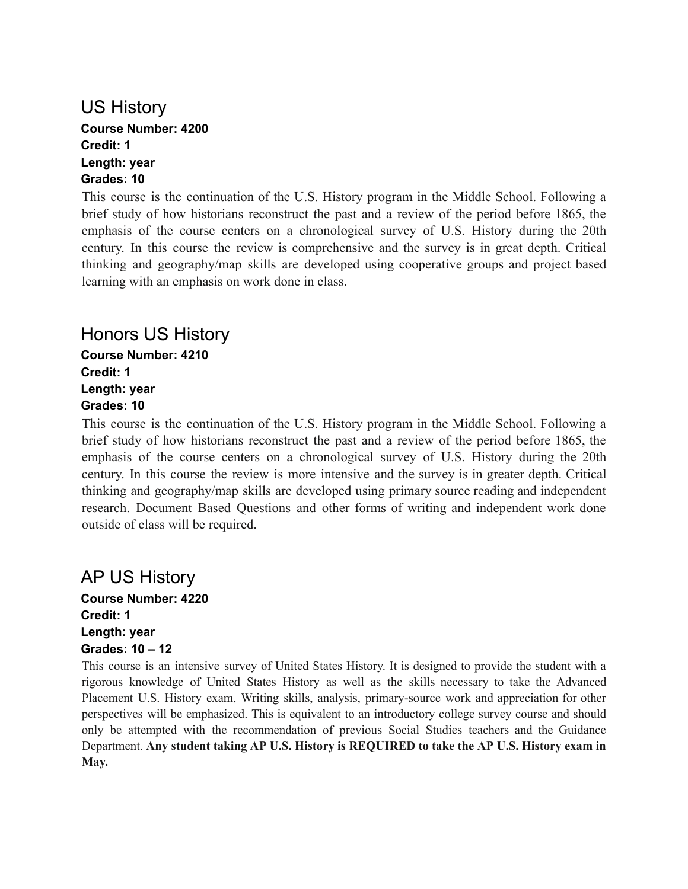## US History

**Course Number: 4200**
**Credit: 1**
**Length: year**
**Grades: 10**

This course is the continuation of the U.S. History program in the Middle School. Following a brief study of how historians reconstruct the past and a review of the period before 1865, the emphasis of the course centers on a chronological survey of U.S. History during the 20th century. In this course the review is comprehensive and the survey is in great depth. Critical thinking and geography/map skills are developed using cooperative groups and project based learning with an emphasis on work done in class.

## Honors US History

**Course Number: 4210**
**Credit: 1**
**Length: year**
**Grades: 10**

This course is the continuation of the U.S. History program in the Middle School. Following a brief study of how historians reconstruct the past and a review of the period before 1865, the emphasis of the course centers on a chronological survey of U.S. History during the 20th century. In this course the review is more intensive and the survey is in greater depth. Critical thinking and geography/map skills are developed using primary source reading and independent research. Document Based Questions and other forms of writing and independent work done outside of class will be required.

## AP US History

**Course Number: 4220**
**Credit: 1**
**Length: year**
**Grades: 10 – 12**

This course is an intensive survey of United States History. It is designed to provide the student with a rigorous knowledge of United States History as well as the skills necessary to take the Advanced Placement U.S. History exam, Writing skills, analysis, primary-source work and appreciation for other perspectives will be emphasized. This is equivalent to an introductory college survey course and should only be attempted with the recommendation of previous Social Studies teachers and the Guidance Department. **Any student taking AP U.S. History is REQUIRED to take the AP U.S. History exam in May.**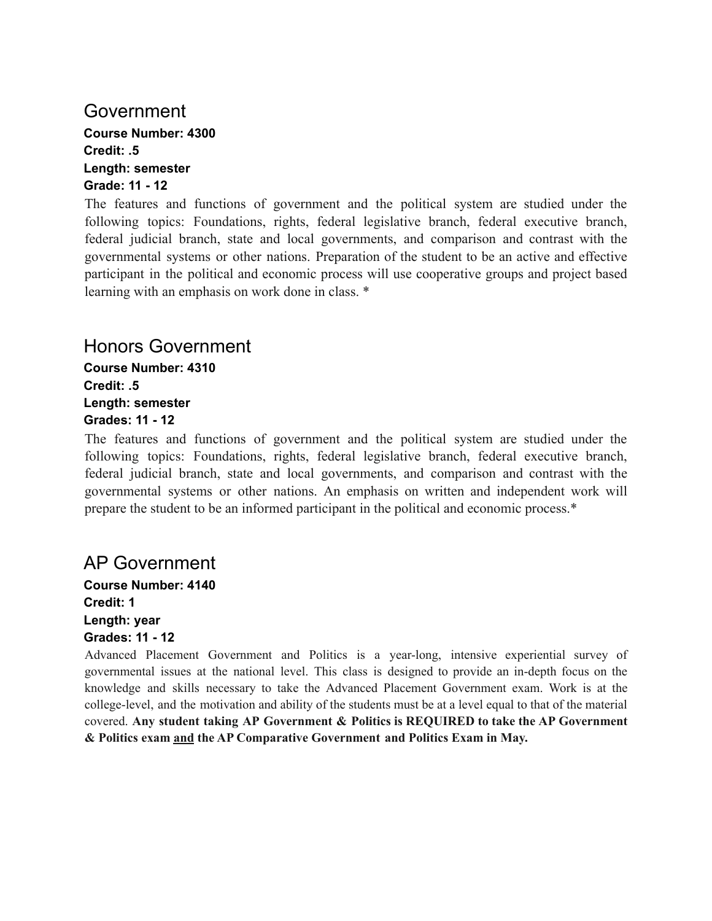## Government

**Course Number: 4300**
**Credit: .5**
**Length: semester**
**Grade: 11 - 12**

The features and functions of government and the political system are studied under the following topics: Foundations, rights, federal legislative branch, federal executive branch, federal judicial branch, state and local governments, and comparison and contrast with the governmental systems or other nations. Preparation of the student to be an active and effective participant in the political and economic process will use cooperative groups and project based learning with an emphasis on work done in class. *

## Honors Government

**Course Number: 4310**
**Credit: .5**
**Length: semester**
**Grades: 11 - 12**

The features and functions of government and the political system are studied under the following topics: Foundations, rights, federal legislative branch, federal executive branch, federal judicial branch, state and local governments, and comparison and contrast with the governmental systems or other nations. An emphasis on written and independent work will prepare the student to be an informed participant in the political and economic process.*

## AP Government

**Course Number: 4140**
**Credit: 1**
**Length: year**
**Grades: 11 - 12**

Advanced Placement Government and Politics is a year-long, intensive experiential survey of governmental issues at the national level. This class is designed to provide an in-depth focus on the knowledge and skills necessary to take the Advanced Placement Government exam. Work is at the college-level, and the motivation and ability of the students must be at a level equal to that of the material covered. **Any student taking AP Government & Politics is REQUIRED to take the AP Government & Politics exam <u>and</u> the AP Comparative Government and Politics Exam in May.**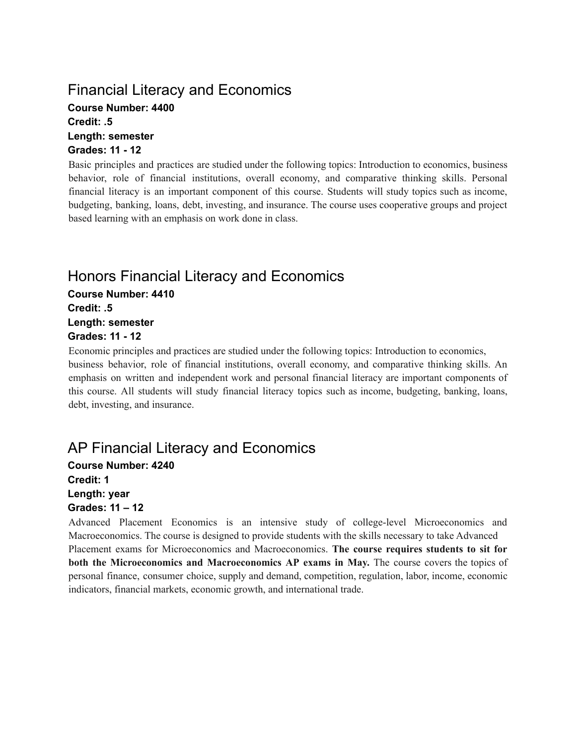## Financial Literacy and Economics

**Course Number: 4400**
**Credit: .5**
**Length: semester**
**Grades: 11 - 12**

Basic principles and practices are studied under the following topics: Introduction to economics, business behavior, role of financial institutions, overall economy, and comparative thinking skills. Personal financial literacy is an important component of this course. Students will study topics such as income, budgeting, banking, loans, debt, investing, and insurance. The course uses cooperative groups and project based learning with an emphasis on work done in class.

## Honors Financial Literacy and Economics

**Course Number: 4410**
**Credit: .5**
**Length: semester**
**Grades: 11 - 12**

Economic principles and practices are studied under the following topics: Introduction to economics, business behavior, role of financial institutions, overall economy, and comparative thinking skills. An emphasis on written and independent work and personal financial literacy are important components of this course. All students will study financial literacy topics such as income, budgeting, banking, loans, debt, investing, and insurance.

## AP Financial Literacy and Economics

**Course Number: 4240**
**Credit: 1**
**Length: year**
**Grades: 11 – 12**

Advanced Placement Economics is an intensive study of college-level Microeconomics and Macroeconomics. The course is designed to provide students with the skills necessary to take Advanced Placement exams for Microeconomics and Macroeconomics. **The course requires students to sit for both the Microeconomics and Macroeconomics AP exams in May.** The course covers the topics of personal finance, consumer choice, supply and demand, competition, regulation, labor, income, economic indicators, financial markets, economic growth, and international trade.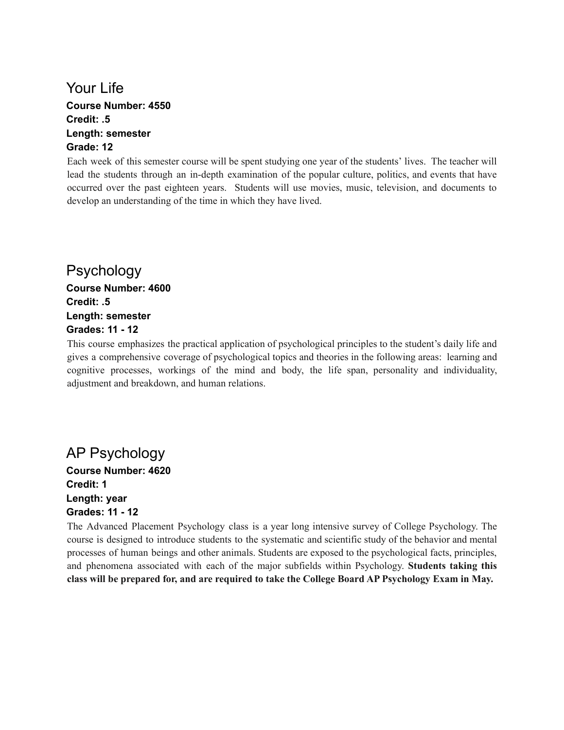## Your Life

**Course Number: 4550**
**Credit: .5**
**Length: semester**
**Grade: 12**

Each week of this semester course will be spent studying one year of the students' lives. The teacher will lead the students through an in-depth examination of the popular culture, politics, and events that have occurred over the past eighteen years. Students will use movies, music, television, and documents to develop an understanding of the time in which they have lived.

## Psychology

**Course Number: 4600**
**Credit: .5**
**Length: semester**
**Grades: 11 - 12**

This course emphasizes the practical application of psychological principles to the student's daily life and gives a comprehensive coverage of psychological topics and theories in the following areas: learning and cognitive processes, workings of the mind and body, the life span, personality and individuality, adjustment and breakdown, and human relations.

## AP Psychology

**Course Number: 4620**
**Credit: 1**
**Length: year**
**Grades: 11 - 12**

The Advanced Placement Psychology class is a year long intensive survey of College Psychology. The course is designed to introduce students to the systematic and scientific study of the behavior and mental processes of human beings and other animals. Students are exposed to the psychological facts, principles, and phenomena associated with each of the major subfields within Psychology. **Students taking this class will be prepared for, and are required to take the College Board AP Psychology Exam in May.**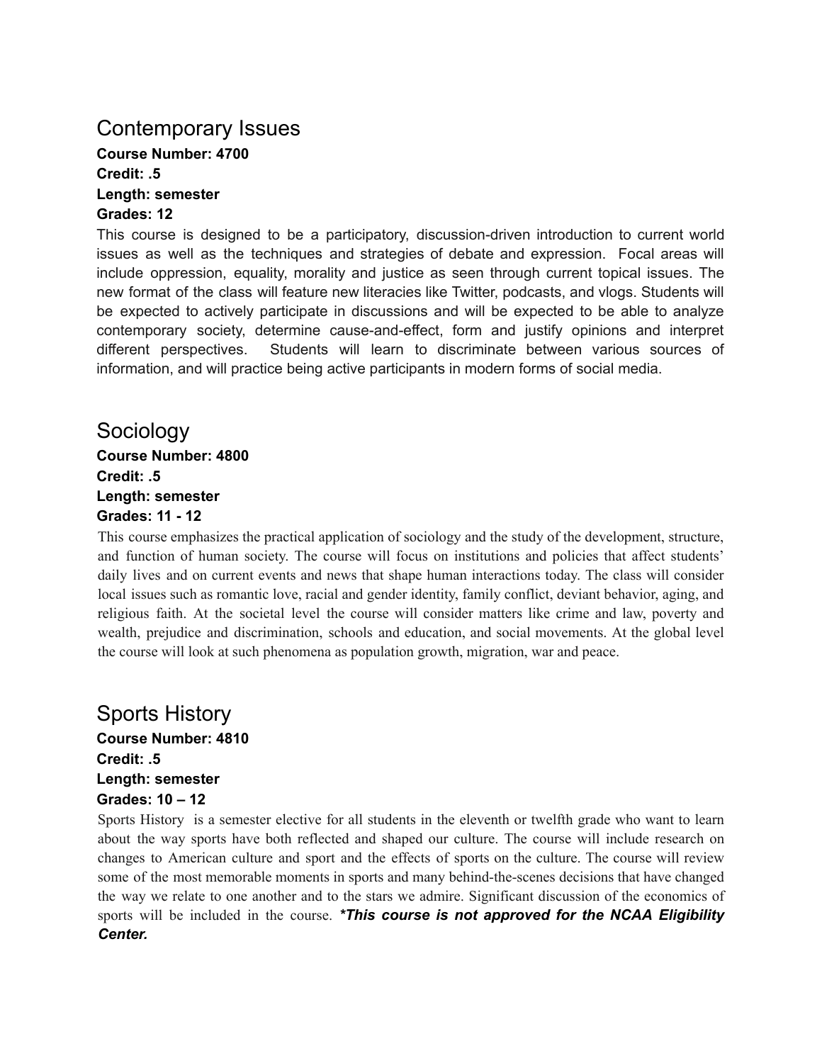## Contemporary Issues

**Course Number: 4700**
**Credit: .5**
**Length: semester**
**Grades: 12**

This course is designed to be a participatory, discussion-driven introduction to current world issues as well as the techniques and strategies of debate and expression. Focal areas will include oppression, equality, morality and justice as seen through current topical issues. The new format of the class will feature new literacies like Twitter, podcasts, and vlogs. Students will be expected to actively participate in discussions and will be expected to be able to analyze contemporary society, determine cause-and-effect, form and justify opinions and interpret different perspectives. Students will learn to discriminate between various sources of information, and will practice being active participants in modern forms of social media.

## Sociology

**Course Number: 4800**
**Credit: .5**
**Length: semester**
**Grades: 11 - 12**

This course emphasizes the practical application of sociology and the study of the development, structure, and function of human society. The course will focus on institutions and policies that affect students' daily lives and on current events and news that shape human interactions today. The class will consider local issues such as romantic love, racial and gender identity, family conflict, deviant behavior, aging, and religious faith. At the societal level the course will consider matters like crime and law, poverty and wealth, prejudice and discrimination, schools and education, and social movements. At the global level the course will look at such phenomena as population growth, migration, war and peace.

## Sports History

**Course Number: 4810**
**Credit: .5**
**Length: semester**
**Grades: 10 – 12**

Sports History is a semester elective for all students in the eleventh or twelfth grade who want to learn about the way sports have both reflected and shaped our culture. The course will include research on changes to American culture and sport and the effects of sports on the culture. The course will review some of the most memorable moments in sports and many behind-the-scenes decisions that have changed the way we relate to one another and to the stars we admire. Significant discussion of the economics of sports will be included in the course. ***This course is not approved for the NCAA Eligibility Center.***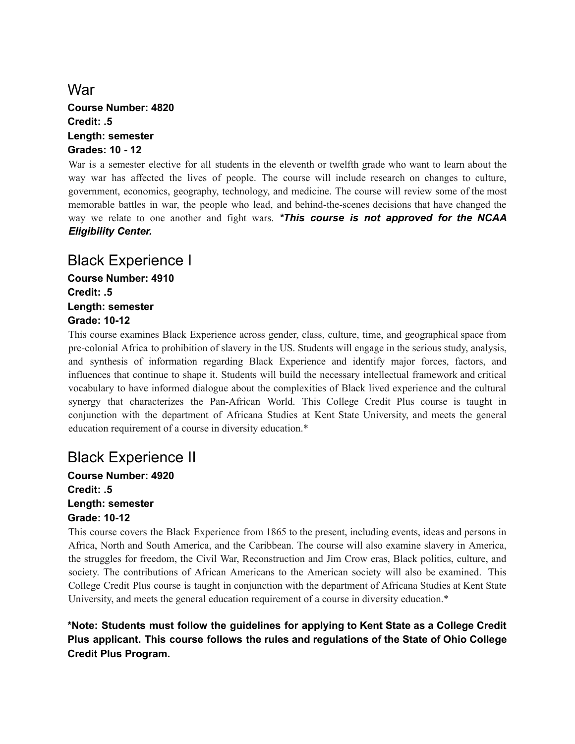## War

**Course Number: 4820**
**Credit: .5**
**Length: semester**
**Grades: 10 - 12**

War is a semester elective for all students in the eleventh or twelfth grade who want to learn about the way war has affected the lives of people. The course will include research on changes to culture, government, economics, geography, technology, and medicine. The course will review some of the most memorable battles in war, the people who lead, and behind-the-scenes decisions that have changed the way we relate to one another and fight wars. ***This course is not approved for the NCAA Eligibility Center.***

## Black Experience I

**Course Number: 4910**
**Credit: .5**
**Length: semester**
**Grade: 10-12**

This course examines Black Experience across gender, class, culture, time, and geographical space from pre-colonial Africa to prohibition of slavery in the US. Students will engage in the serious study, analysis, and synthesis of information regarding Black Experience and identify major forces, factors, and influences that continue to shape it. Students will build the necessary intellectual framework and critical vocabulary to have informed dialogue about the complexities of Black lived experience and the cultural synergy that characterizes the Pan-African World. This College Credit Plus course is taught in conjunction with the department of Africana Studies at Kent State University, and meets the general education requirement of a course in diversity education.*

## Black Experience II

**Course Number: 4920**
**Credit: .5**
**Length: semester**
**Grade: 10-12**

This course covers the Black Experience from 1865 to the present, including events, ideas and persons in Africa, North and South America, and the Caribbean. The course will also examine slavery in America, the struggles for freedom, the Civil War, Reconstruction and Jim Crow eras, Black politics, culture, and society. The contributions of African Americans to the American society will also be examined. This College Credit Plus course is taught in conjunction with the department of Africana Studies at Kent State University, and meets the general education requirement of a course in diversity education.*

**\*Note: Students must follow the guidelines for applying to Kent State as a College Credit Plus applicant. This course follows the rules and regulations of the State of Ohio College Credit Plus Program.**